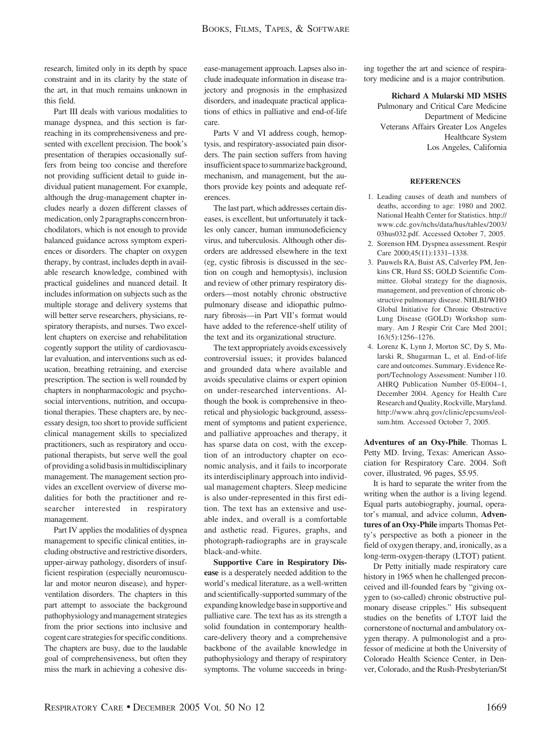research, limited only in its depth by space constraint and in its clarity by the state of the art, in that much remains unknown in this field.

Part III deals with various modalities to manage dyspnea, and this section is far-reaching in its comprehensiveness and presented with excellent precision. The book's presentation of therapies occasionally suffers from being too concise and therefore not providing sufficient detail to guide individual patient management. For example, although the drug-management chapter includes nearly a dozen different classes of medication, only 2 paragraphs concern bronchodilators, which is not enough to provide balanced guidance across symptom experiences or disorders. The chapter on oxygen therapy, by contrast, includes depth in available research knowledge, combined with practical guidelines and nuanced detail. It includes information on subjects such as the multiple storage and delivery systems that will better serve researchers, physicians, respiratory therapists, and nurses. Two excellent chapters on exercise and rehabilitation cogently support the utility of cardiovascular evaluation, and interventions such as education, breathing retraining, and exercise prescription. The section is well rounded by chapters in nonpharmacologic and psychosocial interventions, nutrition, and occupational therapies. These chapters are, by necessary design, too short to provide sufficient clinical management skills to specialized practitioners, such as respiratory and occupational therapists, but serve well the goal of providing a solid basis in multidisciplinary management. The management section provides an excellent overview of diverse modalities for both the practitioner and researcher interested in respiratory management.

Part IV applies the modalities of dyspnea management to specific clinical entities, including obstructive and restrictive disorders, upper-airway pathology, disorders of insufficient respiration (especially neuromuscular and motor neuron disease), and hyperventilation disorders. The chapters in this part attempt to associate the background pathophysiology and management strategies from the prior sections into inclusive and cogent care strategies for specific conditions. The chapters are busy, due to the laudable goal of comprehensiveness, but often they miss the mark in achieving a cohesive disease-management approach. Lapses also include inadequate information in disease trajectory and prognosis in the emphasized disorders, and inadequate practical applications of ethics in palliative and end-of-life care.

Parts V and VI address cough, hemoptysis, and respiratory-associated pain disorders. The pain section suffers from having insufficient space to summarize background, mechanism, and management, but the authors provide key points and adequate references.

The last part, which addresses certain diseases, is excellent, but unfortunately it tackles only cancer, human immunodeficiency virus, and tuberculosis. Although other disorders are addressed elsewhere in the text (eg, cystic fibrosis is discussed in the section on cough and hemoptysis), inclusion and review of other primary respiratory disorders—most notably chronic obstructive pulmonary disease and idiopathic pulmonary fibrosis—in Part VII's format would have added to the reference-shelf utility of the text and its organizational structure.

The text appropriately avoids excessively controversial issues; it provides balanced and grounded data where available and avoids speculative claims or expert opinion on under-researched interventions. Although the book is comprehensive in theoretical and physiologic background, assessment of symptoms and patient experience, and palliative approaches and therapy, it has sparse data on cost, with the exception of an introductory chapter on economic analysis, and it fails to incorporate its interdisciplinary approach into individual management chapters. Sleep medicine is also under-represented in this first edition. The text has an extensive and useable index, and overall is a comfortable and asthetic read. Figures, graphs, and photograph-radiographs are in grayscale black-and-white.

**Supportive Care in Respiratory Disease** is a desperately needed addition to the world's medical literature, as a well-written and scientifically-supported summary of the expanding knowledge base in supportive and palliative care. The text has as its strength a solid foundation in contemporary health-care-delivery theory and a comprehensive backbone of the available knowledge in pathophysiology and therapy of respiratory symptoms. The volume succeeds in bringing together the art and science of respiratory medicine and is a major contribution.

**Richard A Mularski MD MSHS**
Pulmonary and Critical Care Medicine
Department of Medicine
Veterans Affairs Greater Los Angeles Healthcare System
Los Angeles, California

#### REFERENCES

1. Leading causes of death and numbers of deaths, according to age: 1980 and 2002. National Health Center for Statistics. http://www.cdc.gov/nchs/data/hus/tables/2003/03hus032.pdf. Accessed October 7, 2005.
2. Sorenson HM. Dyspnea assessment. Respir Care 2000;45(11):1331–1338.
3. Pauwels RA, Buist AS, Calverley PM, Jenkins CR, Hurd SS; GOLD Scientific Committee. Global strategy for the diagnosis, management, and prevention of chronic obstructive pulmonary disease. NHLBI/WHO Global Initiative for Chronic Obstructive Lung Disease (GOLD) Workshop summary. Am J Respir Crit Care Med 2001; 163(5):1256–1276.
4. Lorenz K, Lynn J, Morton SC, Dy S, Mularski R, Shugarman L, et al. End-of-life care and outcomes. Summary. Evidence Report/Technology Assessment: Number 110. AHRQ Publication Number 05-E004–1, December 2004. Agency for Health Care Research and Quality, Rockville, Maryland. http://www.ahrq.gov/clinic/epcsums/eolsum.htm. Accessed October 7, 2005.

**Adventures of an Oxy-Phile**. Thomas L Petty MD. Irving, Texas: American Association for Respiratory Care. 2004. Soft cover, illustrated, 96 pages, $5.95.

It is hard to separate the writer from the writing when the author is a living legend. Equal parts autobiography, journal, operator's manual, and advice column, **Adventures of an Oxy-Phile** imparts Thomas Petty's perspective as both a pioneer in the field of oxygen therapy, and, ironically, as a long-term-oxygen-therapy (LTOT) patient.

Dr Petty initially made respiratory care history in 1965 when he challenged preconceived and ill-founded fears by "giving oxygen to (so-called) chronic obstructive pulmonary disease cripples." His subsequent studies on the benefits of LTOT laid the cornerstone of nocturnal and ambulatory oxygen therapy. A pulmonologist and a professor of medicine at both the University of Colorado Health Science Center, in Denver, Colorado, and the Rush-Presbyterian/St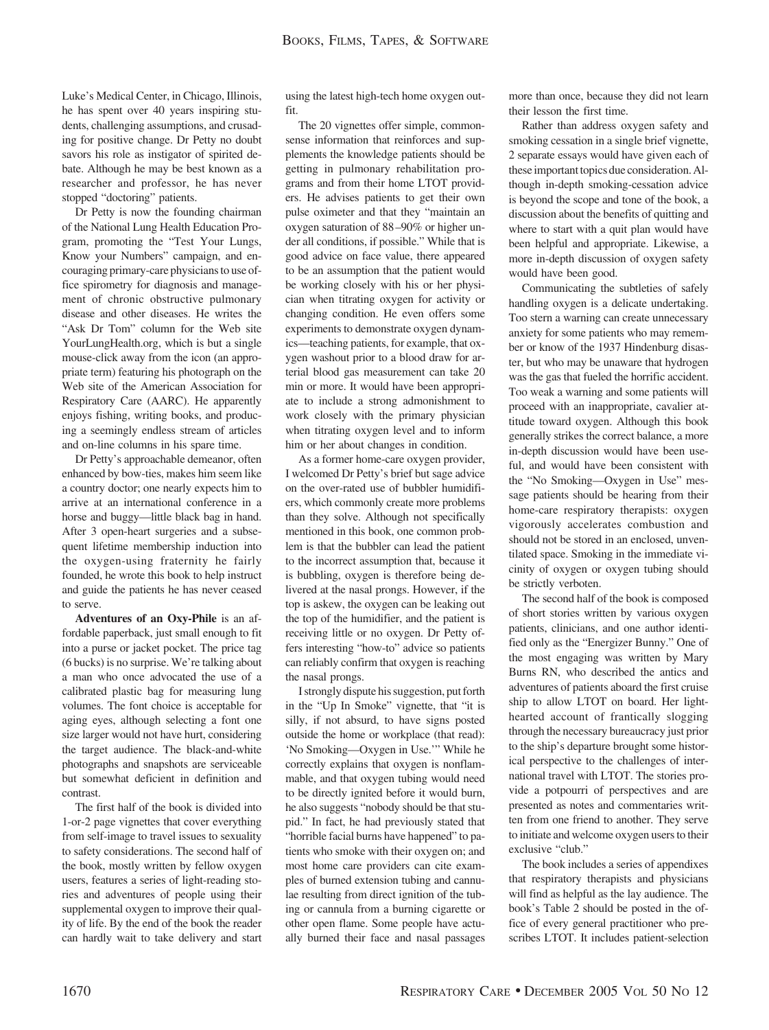Luke's Medical Center, in Chicago, Illinois, he has spent over 40 years inspiring students, challenging assumptions, and crusading for positive change. Dr Petty no doubt savors his role as instigator of spirited debate. Although he may be best known as a researcher and professor, he has never stopped "doctoring" patients.

Dr Petty is now the founding chairman of the National Lung Health Education Program, promoting the "Test Your Lungs, Know your Numbers" campaign, and encouraging primary-care physicians to use office spirometry for diagnosis and management of chronic obstructive pulmonary disease and other diseases. He writes the "Ask Dr Tom" column for the Web site YourLungHealth.org, which is but a single mouse-click away from the icon (an appropriate term) featuring his photograph on the Web site of the American Association for Respiratory Care (AARC). He apparently enjoys fishing, writing books, and producing a seemingly endless stream of articles and on-line columns in his spare time.

Dr Petty's approachable demeanor, often enhanced by bow-ties, makes him seem like a country doctor; one nearly expects him to arrive at an international conference in a horse and buggy—little black bag in hand. After 3 open-heart surgeries and a subsequent lifetime membership induction into the oxygen-using fraternity he fairly founded, he wrote this book to help instruct and guide the patients he has never ceased to serve.

**Adventures of an Oxy-Phile** is an affordable paperback, just small enough to fit into a purse or jacket pocket. The price tag (6 bucks) is no surprise. We're talking about a man who once advocated the use of a calibrated plastic bag for measuring lung volumes. The font choice is acceptable for aging eyes, although selecting a font one size larger would not have hurt, considering the target audience. The black-and-white photographs and snapshots are serviceable but somewhat deficient in definition and contrast.

The first half of the book is divided into 1-or-2 page vignettes that cover everything from self-image to travel issues to sexuality to safety considerations. The second half of the book, mostly written by fellow oxygen users, features a series of light-reading stories and adventures of people using their supplemental oxygen to improve their quality of life. By the end of the book the reader can hardly wait to take delivery and start using the latest high-tech home oxygen outfit.

The 20 vignettes offer simple, commonsense information that reinforces and supplements the knowledge patients should be getting in pulmonary rehabilitation programs and from their home LTOT providers. He advises patients to get their own pulse oximeter and that they "maintain an oxygen saturation of 88–90% or higher under all conditions, if possible." While that is good advice on face value, there appeared to be an assumption that the patient would be working closely with his or her physician when titrating oxygen for activity or changing condition. He even offers some experiments to demonstrate oxygen dynamics—teaching patients, for example, that oxygen washout prior to a blood draw for arterial blood gas measurement can take 20 min or more. It would have been appropriate to include a strong admonishment to work closely with the primary physician when titrating oxygen level and to inform him or her about changes in condition.

As a former home-care oxygen provider, I welcomed Dr Petty's brief but sage advice on the over-rated use of bubbler humidifiers, which commonly create more problems than they solve. Although not specifically mentioned in this book, one common problem is that the bubbler can lead the patient to the incorrect assumption that, because it is bubbling, oxygen is therefore being delivered at the nasal prongs. However, if the top is askew, the oxygen can be leaking out the top of the humidifier, and the patient is receiving little or no oxygen. Dr Petty offers interesting "how-to" advice so patients can reliably confirm that oxygen is reaching the nasal prongs.

I strongly dispute his suggestion, put forth in the "Up In Smoke" vignette, that "it is silly, if not absurd, to have signs posted outside the home or workplace (that read): 'No Smoking—Oxygen in Use.'" While he correctly explains that oxygen is nonflammable, and that oxygen tubing would need to be directly ignited before it would burn, he also suggests "nobody should be that stupid." In fact, he had previously stated that "horrible facial burns have happened" to patients who smoke with their oxygen on; and most home care providers can cite examples of burned extension tubing and cannulae resulting from direct ignition of the tubing or cannula from a burning cigarette or other open flame. Some people have actually burned their face and nasal passages more than once, because they did not learn their lesson the first time.

Rather than address oxygen safety and smoking cessation in a single brief vignette, 2 separate essays would have given each of these important topics due consideration. Although in-depth smoking-cessation advice is beyond the scope and tone of the book, a discussion about the benefits of quitting and where to start with a quit plan would have been helpful and appropriate. Likewise, a more in-depth discussion of oxygen safety would have been good.

Communicating the subtleties of safely handling oxygen is a delicate undertaking. Too stern a warning can create unnecessary anxiety for some patients who may remember or know of the 1937 Hindenburg disaster, but who may be unaware that hydrogen was the gas that fueled the horrific accident. Too weak a warning and some patients will proceed with an inappropriate, cavalier attitude toward oxygen. Although this book generally strikes the correct balance, a more in-depth discussion would have been useful, and would have been consistent with the "No Smoking—Oxygen in Use" message patients should be hearing from their home-care respiratory therapists: oxygen vigorously accelerates combustion and should not be stored in an enclosed, unventilated space. Smoking in the immediate vicinity of oxygen or oxygen tubing should be strictly verboten.

The second half of the book is composed of short stories written by various oxygen patients, clinicians, and one author identified only as the "Energizer Bunny." One of the most engaging was written by Mary Burns RN, who described the antics and adventures of patients aboard the first cruise ship to allow LTOT on board. Her lighthearted account of frantically slogging through the necessary bureaucracy just prior to the ship's departure brought some historical perspective to the challenges of international travel with LTOT. The stories provide a potpourri of perspectives and are presented as notes and commentaries written from one friend to another. They serve to initiate and welcome oxygen users to their exclusive "club."

The book includes a series of appendixes that respiratory therapists and physicians will find as helpful as the lay audience. The book's Table 2 should be posted in the office of every general practitioner who prescribes LTOT. It includes patient-selection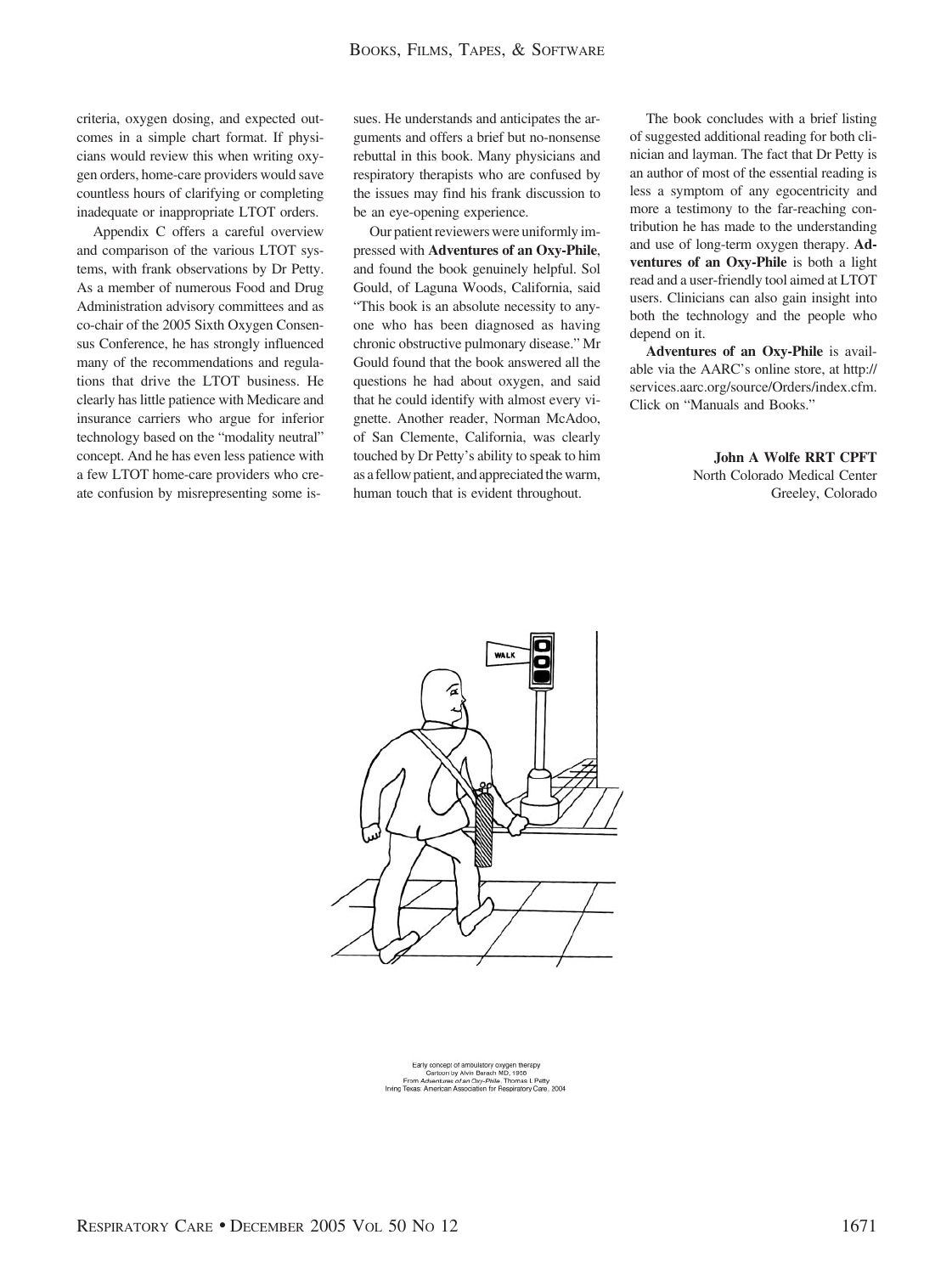criteria, oxygen dosing, and expected outcomes in a simple chart format. If physicians would review this when writing oxygen orders, home-care providers would save countless hours of clarifying or completing inadequate or inappropriate LTOT orders.

Appendix C offers a careful overview and comparison of the various LTOT systems, with frank observations by Dr Petty. As a member of numerous Food and Drug Administration advisory committees and as co-chair of the 2005 Sixth Oxygen Consensus Conference, he has strongly influenced many of the recommendations and regulations that drive the LTOT business. He clearly has little patience with Medicare and insurance carriers who argue for inferior technology based on the "modality neutral" concept. And he has even less patience with a few LTOT home-care providers who create confusion by misrepresenting some issues. He understands and anticipates the arguments and offers a brief but no-nonsense rebuttal in this book. Many physicians and respiratory therapists who are confused by the issues may find his frank discussion to be an eye-opening experience.

Our patient reviewers were uniformly impressed with **Adventures of an Oxy-Phile**, and found the book genuinely helpful. Sol Gould, of Laguna Woods, California, said "This book is an absolute necessity to anyone who has been diagnosed as having chronic obstructive pulmonary disease." Mr Gould found that the book answered all the questions he had about oxygen, and said that he could identify with almost every vignette. Another reader, Norman McAdoo, of San Clemente, California, was clearly touched by Dr Petty's ability to speak to him as a fellow patient, and appreciated the warm, human touch that is evident throughout.

The book concludes with a brief listing of suggested additional reading for both clinician and layman. The fact that Dr Petty is an author of most of the essential reading is less a symptom of any egocentricity and more a testimony to the far-reaching contribution he has made to the understanding and use of long-term oxygen therapy. **Adventures of an Oxy-Phile** is both a light read and a user-friendly tool aimed at LTOT users. Clinicians can also gain insight into both the technology and the people who depend on it.

**Adventures of an Oxy-Phile** is available via the AARC's online store, at http://services.aarc.org/source/Orders/index.cfm. Click on "Manuals and Books."

**John A Wolfe RRT CPFT**
North Colorado Medical Center
Greeley, Colorado

Early concept of ambulatory oxygen therapy
Cartoon by Alvin Barach MD, 1956
From *Adventures of an Oxy-Phile*, Thomas L Petty
Irving Texas: American Association for Respiratory Care, 2004